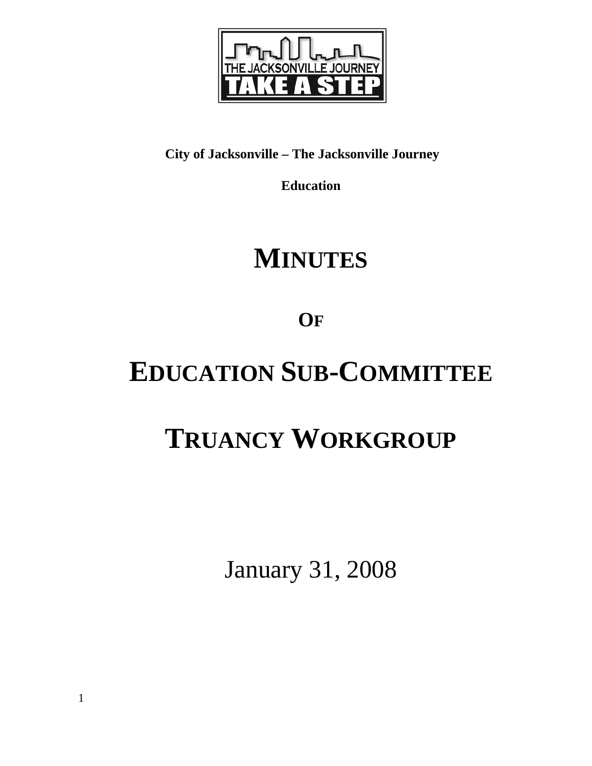**City of Jacksonville – The Jacksonville Journey**

**Education**

# MINUTES

# OF

# EDUCATION SUB-COMMITTEE

# TRUANCY WORKGROUP

January 31, 2008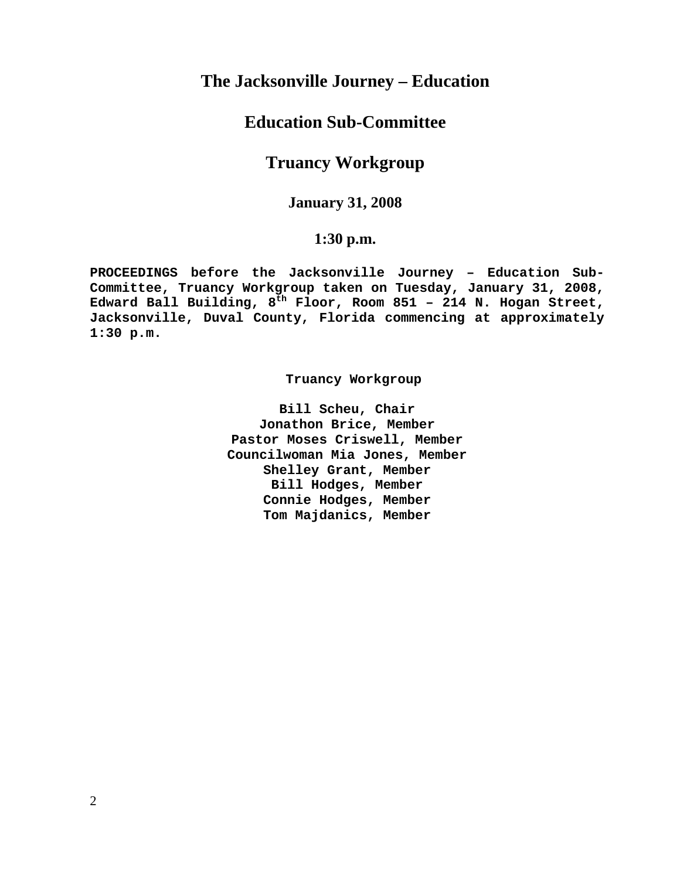# The Jacksonville Journey – Education

## Education Sub-Committee

## Truancy Workgroup

### January 31, 2008

### 1:30 p.m.

**PROCEEDINGS** before the Jacksonville Journey – Education Sub-Committee, Truancy Workgroup taken on Tuesday, January 31, 2008, Edward Ball Building, 8th Floor, Room 851 – 214 N. Hogan Street, Jacksonville, Duval County, Florida commencing at approximately 1:30 p.m.

**Truancy Workgroup**

**Bill Scheu, Chair**
**Jonathon Brice, Member**
**Pastor Moses Criswell, Member**
**Councilwoman Mia Jones, Member**
**Shelley Grant, Member**
**Bill Hodges, Member**
**Connie Hodges, Member**
**Tom Majdanics, Member**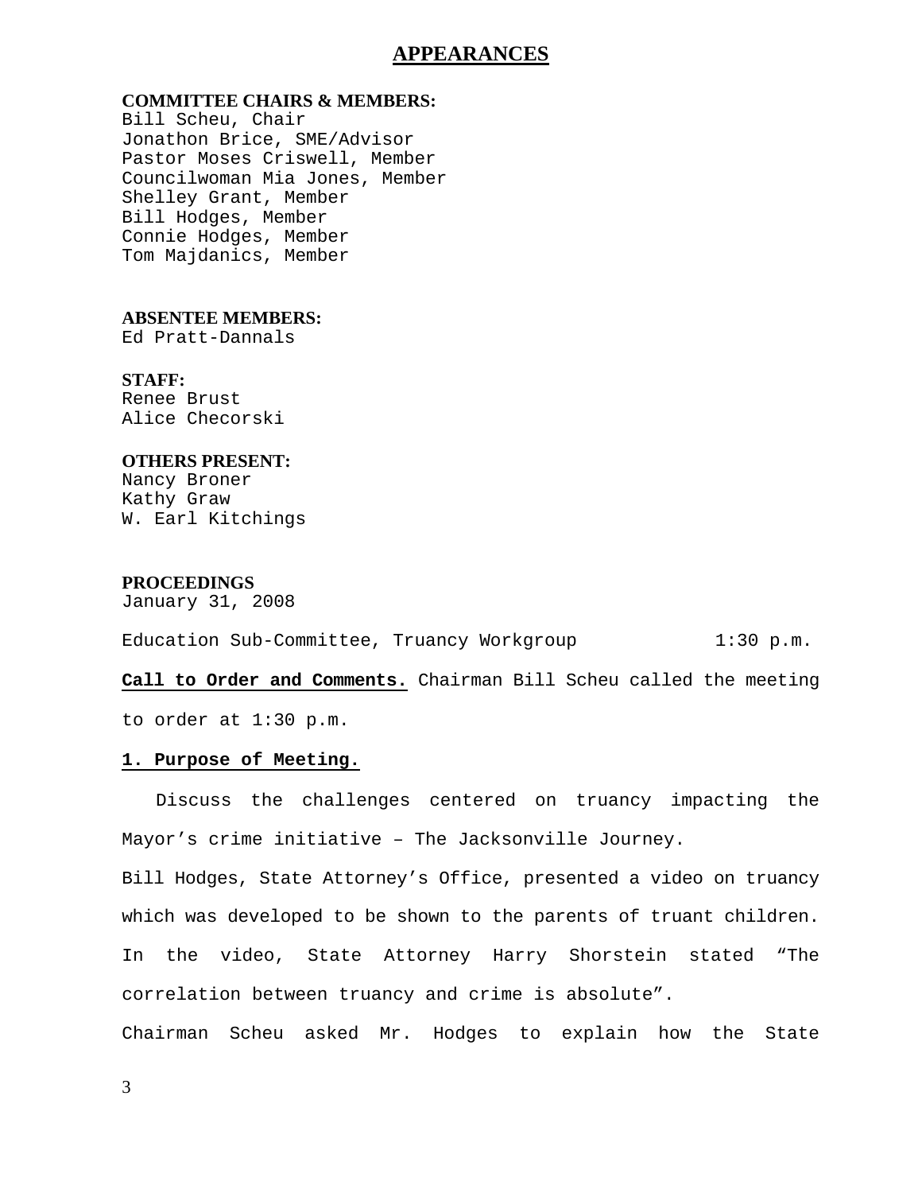## APPEARANCES

**COMMITTEE CHAIRS & MEMBERS:**
Bill Scheu, Chair
Jonathon Brice, SME/Advisor
Pastor Moses Criswell, Member
Councilwoman Mia Jones, Member
Shelley Grant, Member
Bill Hodges, Member
Connie Hodges, Member
Tom Majdanics, Member

**ABSENTEE MEMBERS:**
Ed Pratt-Dannals

**STAFF:**
Renee Brust
Alice Checorski

**OTHERS PRESENT:**
Nancy Broner
Kathy Graw
W. Earl Kitchings

**PROCEEDINGS**
January 31, 2008

Education Sub-Committee, Truancy Workgroup 1:30 p.m.

**Call to Order and Comments.** Chairman Bill Scheu called the meeting to order at 1:30 p.m.

**1. Purpose of Meeting.**

Discuss the challenges centered on truancy impacting the Mayor's crime initiative – The Jacksonville Journey.

Bill Hodges, State Attorney's Office, presented a video on truancy which was developed to be shown to the parents of truant children. In the video, State Attorney Harry Shorstein stated "The correlation between truancy and crime is absolute".

Chairman Scheu asked Mr. Hodges to explain how the State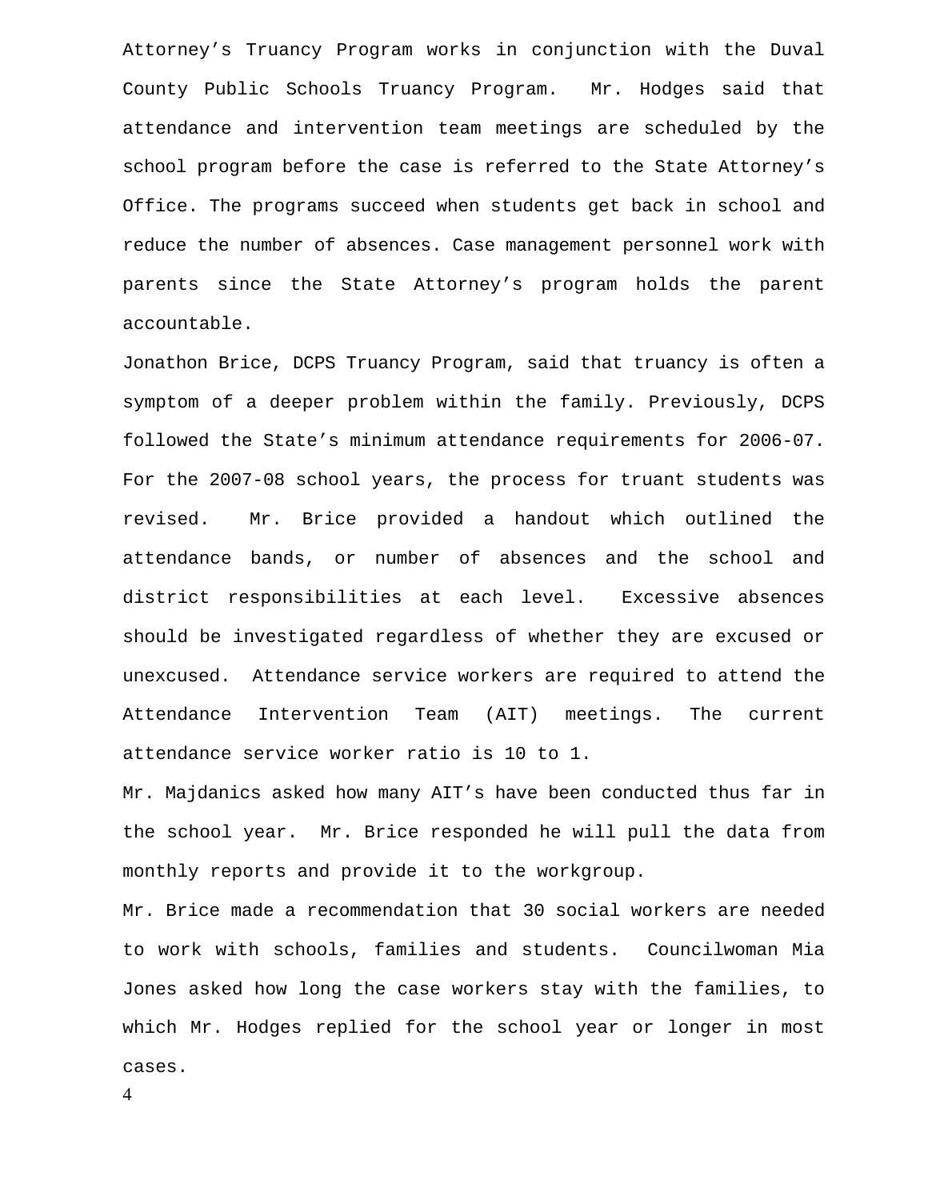Attorney's Truancy Program works in conjunction with the Duval County Public Schools Truancy Program. Mr. Hodges said that attendance and intervention team meetings are scheduled by the school program before the case is referred to the State Attorney's Office. The programs succeed when students get back in school and reduce the number of absences. Case management personnel work with parents since the State Attorney's program holds the parent accountable.

Jonathon Brice, DCPS Truancy Program, said that truancy is often a symptom of a deeper problem within the family. Previously, DCPS followed the State's minimum attendance requirements for 2006-07. For the 2007-08 school years, the process for truant students was revised. Mr. Brice provided a handout which outlined the attendance bands, or number of absences and the school and district responsibilities at each level. Excessive absences should be investigated regardless of whether they are excused or unexcused. Attendance service workers are required to attend the Attendance Intervention Team (AIT) meetings. The current attendance service worker ratio is 10 to 1.

Mr. Majdanics asked how many AIT's have been conducted thus far in the school year. Mr. Brice responded he will pull the data from monthly reports and provide it to the workgroup.

Mr. Brice made a recommendation that 30 social workers are needed to work with schools, families and students. Councilwoman Mia Jones asked how long the case workers stay with the families, to which Mr. Hodges replied for the school year or longer in most cases.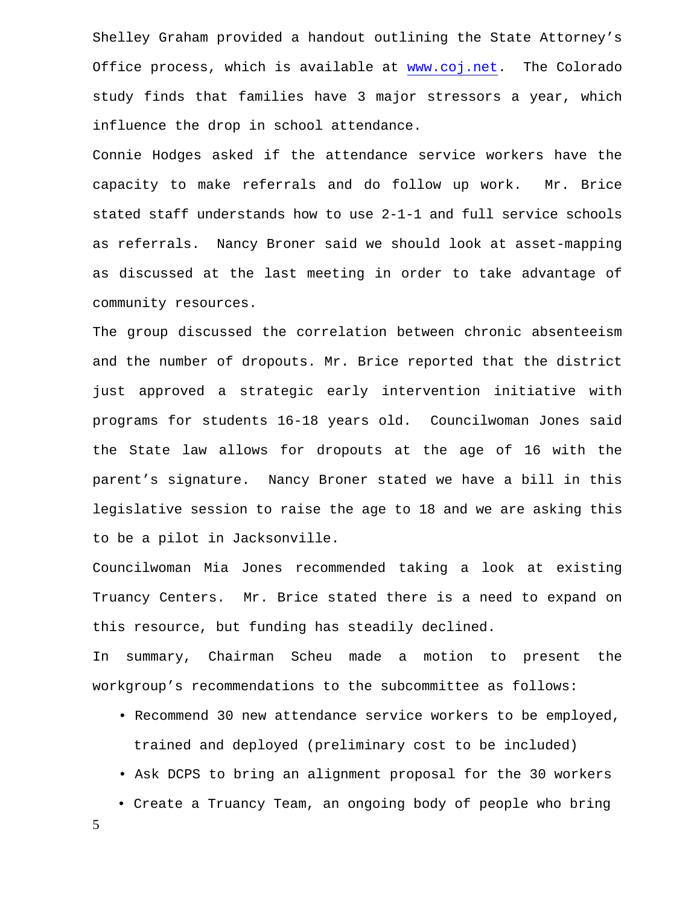Shelley Graham provided a handout outlining the State Attorney's Office process, which is available at www.coj.net. The Colorado study finds that families have 3 major stressors a year, which influence the drop in school attendance.

Connie Hodges asked if the attendance service workers have the capacity to make referrals and do follow up work. Mr. Brice stated staff understands how to use 2-1-1 and full service schools as referrals. Nancy Broner said we should look at asset-mapping as discussed at the last meeting in order to take advantage of community resources.

The group discussed the correlation between chronic absenteeism and the number of dropouts. Mr. Brice reported that the district just approved a strategic early intervention initiative with programs for students 16-18 years old. Councilwoman Jones said the State law allows for dropouts at the age of 16 with the parent's signature. Nancy Broner stated we have a bill in this legislative session to raise the age to 18 and we are asking this to be a pilot in Jacksonville.

Councilwoman Mia Jones recommended taking a look at existing Truancy Centers. Mr. Brice stated there is a need to expand on this resource, but funding has steadily declined.

In summary, Chairman Scheu made a motion to present the workgroup's recommendations to the subcommittee as follows:

- Recommend 30 new attendance service workers to be employed, trained and deployed (preliminary cost to be included)
- Ask DCPS to bring an alignment proposal for the 30 workers
- Create a Truancy Team, an ongoing body of people who bring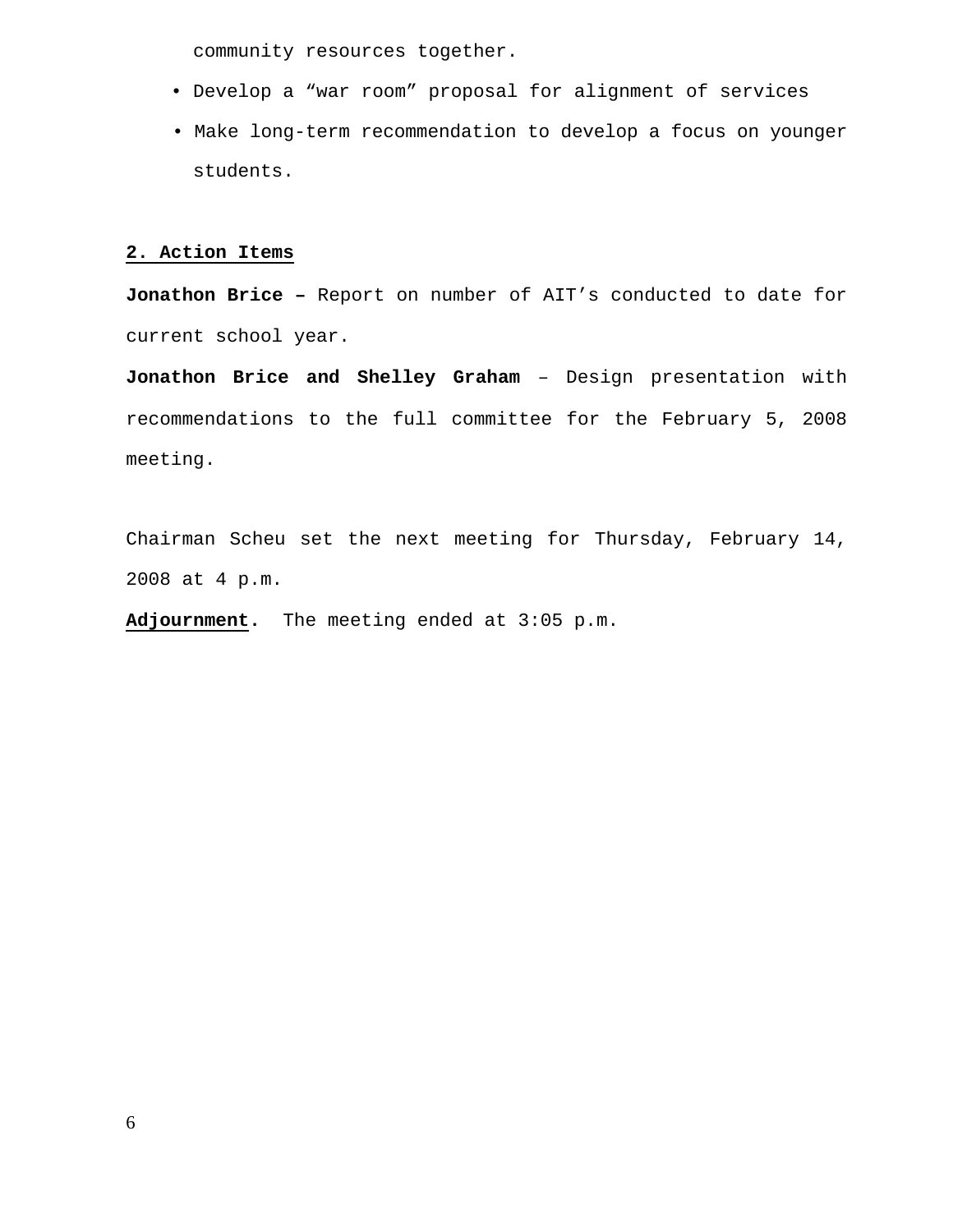community resources together.

- Develop a “war room” proposal for alignment of services
- Make long-term recommendation to develop a focus on younger students.

## 2. Action Items

**Jonathon Brice –** Report on number of AIT’s conducted to date for current school year.

**Jonathon Brice and Shelley Graham** – Design presentation with recommendations to the full committee for the February 5, 2008 meeting.

Chairman Scheu set the next meeting for Thursday, February 14, 2008 at 4 p.m.

**Adjournment.** The meeting ended at 3:05 p.m.